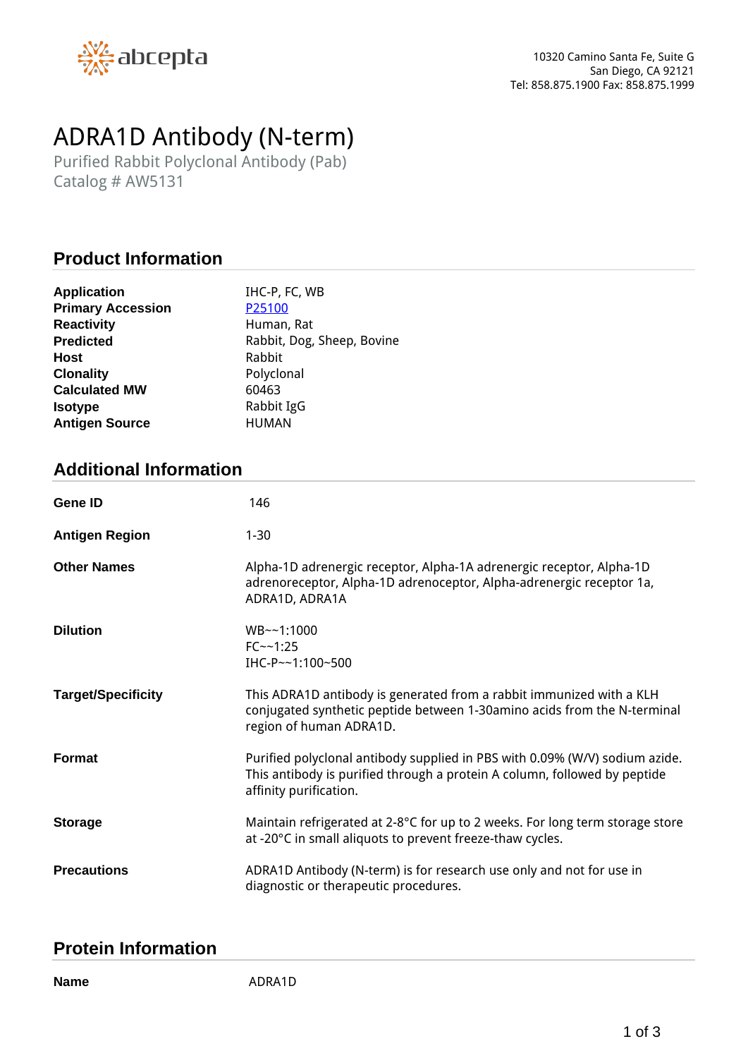abcepta

10320 Camino Santa Fe, Suite G
San Diego, CA 92121
Tel: 858.875.1900 Fax: 858.875.1999

# ADRA1D Antibody (N-term)

Purified Rabbit Polyclonal Antibody (Pab)
Catalog # AW5131

## Product Information

| | |
|---|---|
| **Application** | IHC-P, FC, WB |
| **Primary Accession** | P25100 |
| **Reactivity** | Human, Rat |
| **Predicted** | Rabbit, Dog, Sheep, Bovine |
| **Host** | Rabbit |
| **Clonality** | Polyclonal |
| **Calculated MW** | 60463 |
| **Isotype** | Rabbit IgG |
| **Antigen Source** | HUMAN |

## Additional Information

| | |
|---|---|
| **Gene ID** | 146 |
| **Antigen Region** | 1-30 |
| **Other Names** | Alpha-1D adrenergic receptor, Alpha-1A adrenergic receptor, Alpha-1D adrenoreceptor, Alpha-1D adrenoceptor, Alpha-adrenergic receptor 1a, ADRA1D, ADRA1A |
| **Dilution** | WB~~1:1000<br>FC~~1:25<br>IHC-P~~1:100~500 |
| **Target/Specificity** | This ADRA1D antibody is generated from a rabbit immunized with a KLH conjugated synthetic peptide between 1-30amino acids from the N-terminal region of human ADRA1D. |
| **Format** | Purified polyclonal antibody supplied in PBS with 0.09% (W/V) sodium azide. This antibody is purified through a protein A column, followed by peptide affinity purification. |
| **Storage** | Maintain refrigerated at 2-8°C for up to 2 weeks. For long term storage store at -20°C in small aliquots to prevent freeze-thaw cycles. |
| **Precautions** | ADRA1D Antibody (N-term) is for research use only and not for use in diagnostic or therapeutic procedures. |

## Protein Information

| | |
|---|---|
| **Name** | ADRA1D |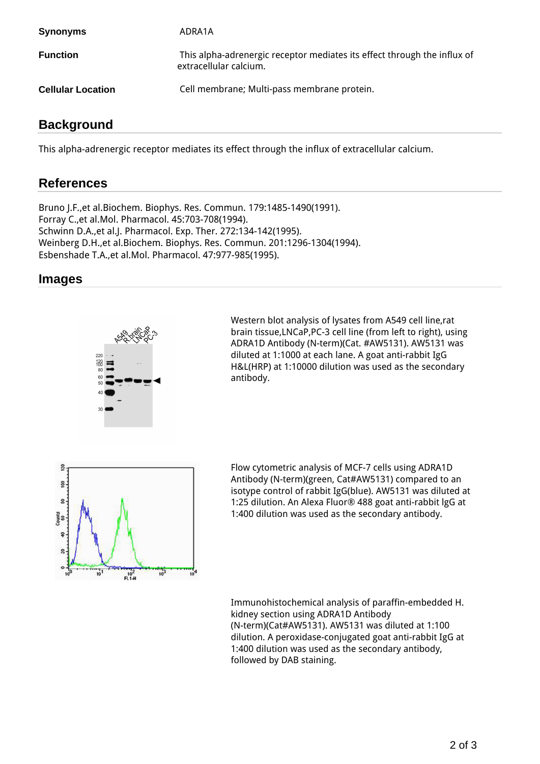| | |
|---|---|
| **Synonyms** | ADRA1A |
| **Function** | This alpha-adrenergic receptor mediates its effect through the influx of extracellular calcium. |
| **Cellular Location** | Cell membrane; Multi-pass membrane protein. |

## Background

This alpha-adrenergic receptor mediates its effect through the influx of extracellular calcium.

## References

Bruno J.F.,et al.Biochem. Biophys. Res. Commun. 179:1485-1490(1991).
Forray C.,et al.Mol. Pharmacol. 45:703-708(1994).
Schwinn D.A.,et al.J. Pharmacol. Exp. Ther. 272:134-142(1995).
Weinberg D.H.,et al.Biochem. Biophys. Res. Commun. 201:1296-1304(1994).
Esbenshade T.A.,et al.Mol. Pharmacol. 47:977-985(1995).

## Images

Western blot analysis of lysates from A549 cell line,rat brain tissue,LNCaP,PC-3 cell line (from left to right), using ADRA1D Antibody (N-term)(Cat. #AW5131). AW5131 was diluted at 1:1000 at each lane. A goat anti-rabbit IgG H&L(HRP) at 1:10000 dilution was used as the secondary antibody.

Flow cytometric analysis of MCF-7 cells using ADRA1D Antibody (N-term)(green, Cat#AW5131) compared to an isotype control of rabbit IgG(blue). AW5131 was diluted at 1:25 dilution. An Alexa Fluor® 488 goat anti-rabbit IgG at 1:400 dilution was used as the secondary antibody.

Immunohistochemical analysis of paraffin-embedded H. kidney section using ADRA1D Antibody (N-term)(Cat#AW5131). AW5131 was diluted at 1:100 dilution. A peroxidase-conjugated goat anti-rabbit IgG at 1:400 dilution was used as the secondary antibody, followed by DAB staining.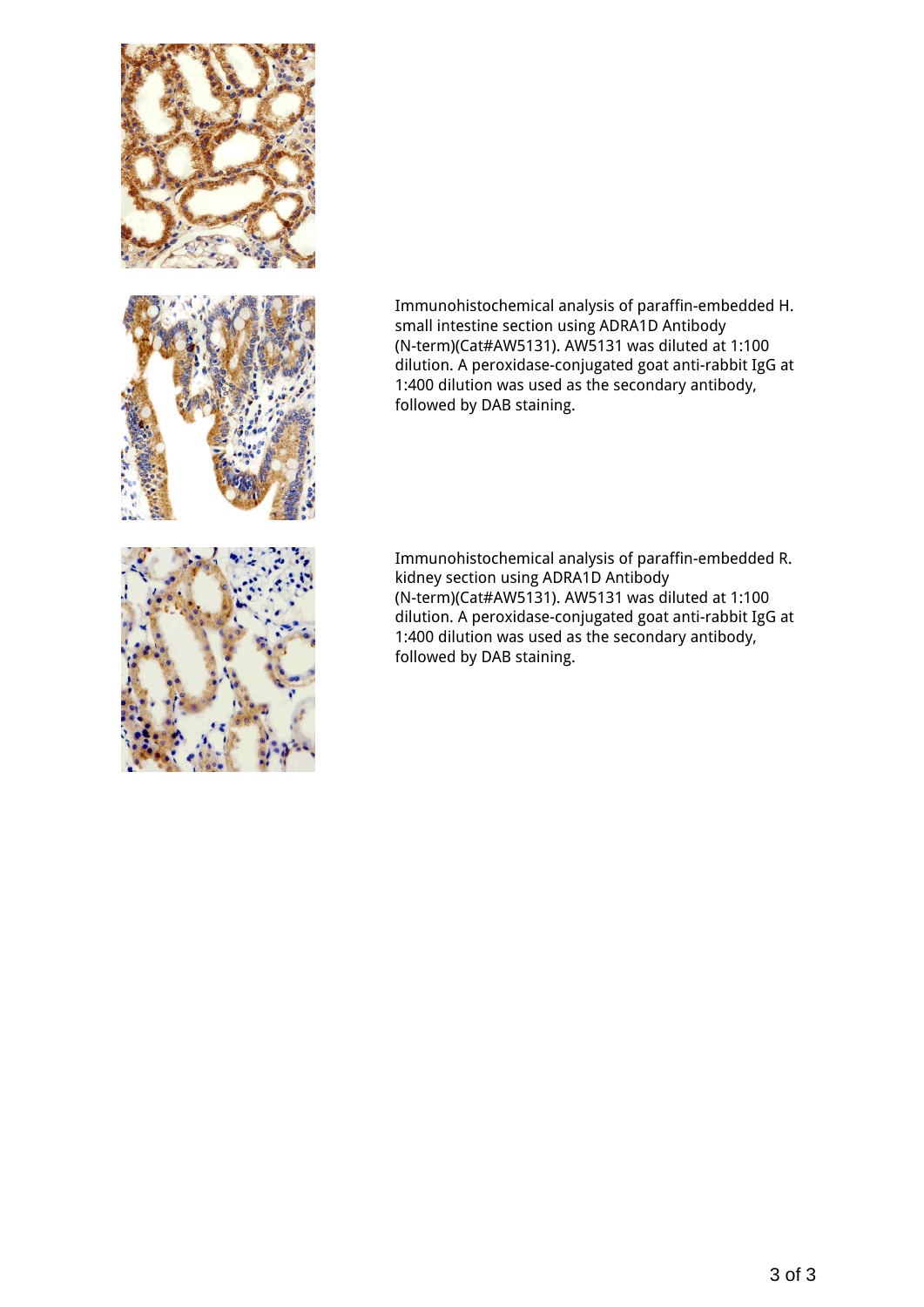Immunohistochemical analysis of paraffin-embedded H. small intestine section using ADRA1D Antibody (N-term)(Cat#AW5131). AW5131 was diluted at 1:100 dilution. A peroxidase-conjugated goat anti-rabbit IgG at 1:400 dilution was used as the secondary antibody, followed by DAB staining.

Immunohistochemical analysis of paraffin-embedded R. kidney section using ADRA1D Antibody (N-term)(Cat#AW5131). AW5131 was diluted at 1:100 dilution. A peroxidase-conjugated goat anti-rabbit IgG at 1:400 dilution was used as the secondary antibody, followed by DAB staining.